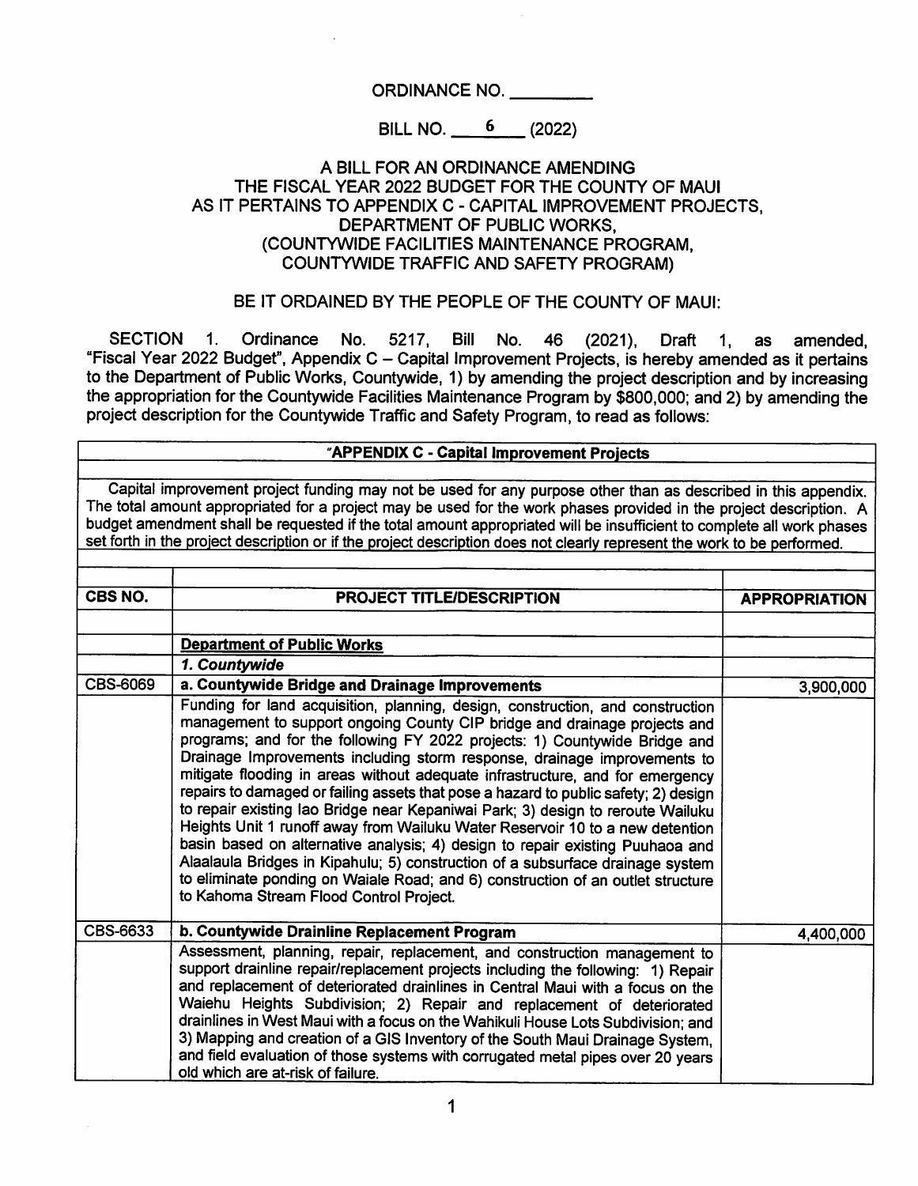ORDINANCE NO. ________

BILL NO. 6 (2022)

A BILL FOR AN ORDINANCE AMENDING
THE FISCAL YEAR 2022 BUDGET FOR THE COUNTY OF MAUI
AS IT PERTAINS TO APPENDIX C - CAPITAL IMPROVEMENT PROJECTS,
DEPARTMENT OF PUBLIC WORKS,
(COUNTYWIDE FACILITIES MAINTENANCE PROGRAM,
COUNTYWIDE TRAFFIC AND SAFETY PROGRAM)

BE IT ORDAINED BY THE PEOPLE OF THE COUNTY OF MAUI:

SECTION 1. Ordinance No. 5217, Bill No. 46 (2021), Draft 1, as amended, "Fiscal Year 2022 Budget", Appendix C – Capital Improvement Projects, is hereby amended as it pertains to the Department of Public Works, Countywide, 1) by amending the project description and by increasing the appropriation for the Countywide Facilities Maintenance Program by $800,000; and 2) by amending the project description for the Countywide Traffic and Safety Program, to read as follows:

"**APPENDIX C - Capital Improvement Projects**

Capital improvement project funding may not be used for any purpose other than as described in this appendix. The total amount appropriated for a project may be used for the work phases provided in the project description. A budget amendment shall be requested if the total amount appropriated will be insufficient to complete all work phases set forth in the project description or if the project description does not clearly represent the work to be performed.

| CBS NO. | PROJECT TITLE/DESCRIPTION | APPROPRIATION |
|---|---|---|
| | **Department of Public Works** | |
| | ***1. Countywide*** | |
| CBS-6069 | **a. Countywide Bridge and Drainage Improvements** | 3,900,000 |
| | Funding for land acquisition, planning, design, construction, and construction management to support ongoing County CIP bridge and drainage projects and programs; and for the following FY 2022 projects: 1) Countywide Bridge and Drainage Improvements including storm response, drainage improvements to mitigate flooding in areas without adequate infrastructure, and for emergency repairs to damaged or failing assets that pose a hazard to public safety; 2) design to repair existing Iao Bridge near Kepaniwai Park; 3) design to reroute Wailuku Heights Unit 1 runoff away from Wailuku Water Reservoir 10 to a new detention basin based on alternative analysis; 4) design to repair existing Puuhaoa and Alaalaula Bridges in Kipahulu; 5) construction of a subsurface drainage system to eliminate ponding on Waiale Road; and 6) construction of an outlet structure to Kahoma Stream Flood Control Project. | |
| CBS-6633 | **b. Countywide Drainline Replacement Program** | 4,400,000 |
| | Assessment, planning, repair, replacement, and construction management to support drainline repair/replacement projects including the following: 1) Repair and replacement of deteriorated drainlines in Central Maui with a focus on the Waiehu Heights Subdivision; 2) Repair and replacement of deteriorated drainlines in West Maui with a focus on the Wahikuli House Lots Subdivision; and 3) Mapping and creation of a GIS Inventory of the South Maui Drainage System, and field evaluation of those systems with corrugated metal pipes over 20 years old which are at-risk of failure. | |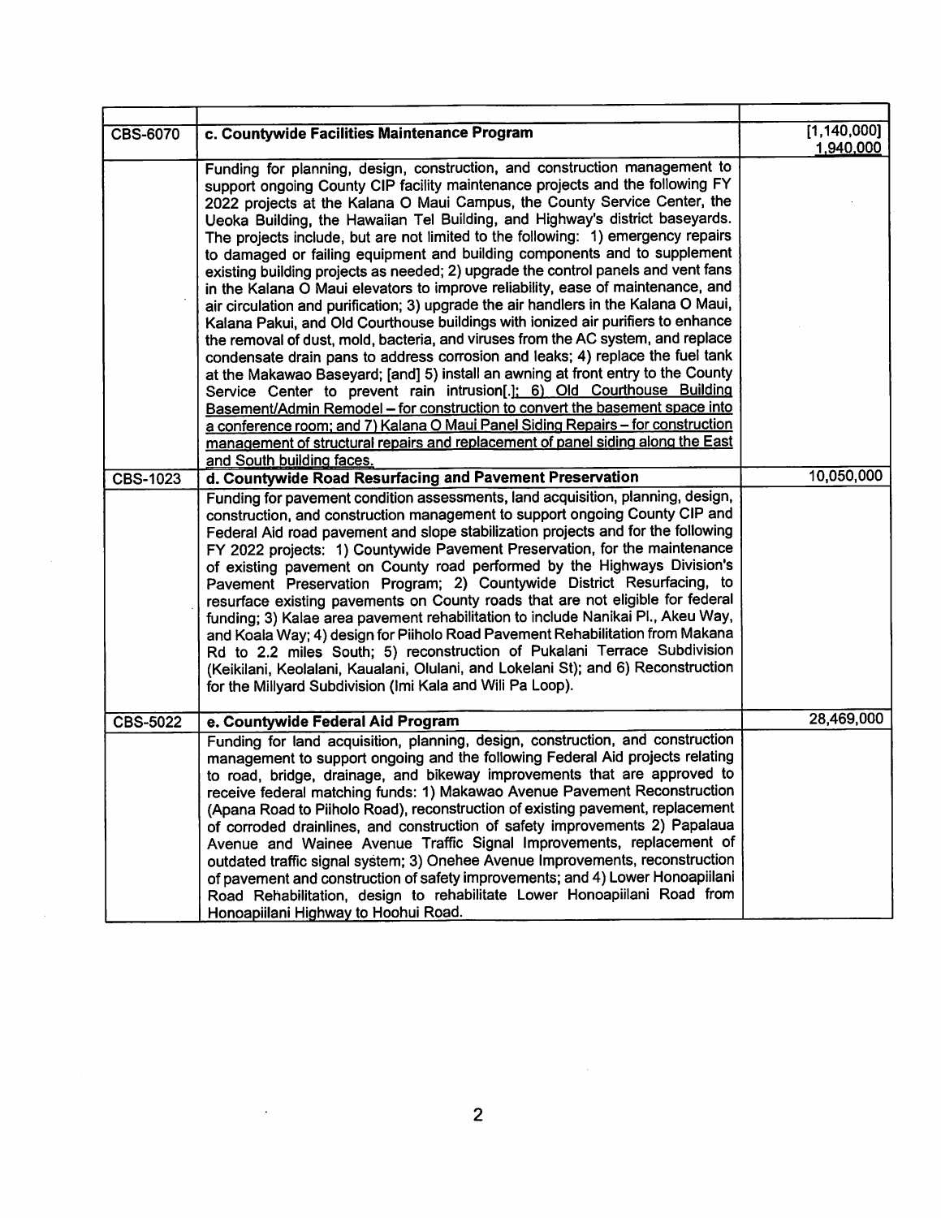| | | |
|---|---|---|
| CBS-6070 | **c. Countywide Facilities Maintenance Program** | [1,140,000] <u>1,940,000</u> |
| | Funding for planning, design, construction, and construction management to support ongoing County CIP facility maintenance projects and the following FY 2022 projects at the Kalana O Maui Campus, the County Service Center, the Ueoka Building, the Hawaiian Tel Building, and Highway's district baseyards. The projects include, but are not limited to the following: 1) emergency repairs to damaged or failing equipment and building components and to supplement existing building projects as needed; 2) upgrade the control panels and vent fans in the Kalana O Maui elevators to improve reliability, ease of maintenance, and air circulation and purification; 3) upgrade the air handlers in the Kalana O Maui, Kalana Pakui, and Old Courthouse buildings with ionized air purifiers to enhance the removal of dust, mold, bacteria, and viruses from the AC system, and replace condensate drain pans to address corrosion and leaks; 4) replace the fuel tank at the Makawao Baseyard; [and] 5) install an awning at front entry to the County Service Center to prevent rain intrusion[.]<u>; 6) Old Courthouse Building Basement/Admin Remodel – for construction to convert the basement space into a conference room; and 7) Kalana O Maui Panel Siding Repairs – for construction management of structural repairs and replacement of panel siding along the East and South building faces.</u> | |
| CBS-1023 | **d. Countywide Road Resurfacing and Pavement Preservation** | 10,050,000 |
| | Funding for pavement condition assessments, land acquisition, planning, design, construction, and construction management to support ongoing County CIP and Federal Aid road pavement and slope stabilization projects and for the following FY 2022 projects: 1) Countywide Pavement Preservation, for the maintenance of existing pavement on County road performed by the Highways Division's Pavement Preservation Program; 2) Countywide District Resurfacing, to resurface existing pavements on County roads that are not eligible for federal funding; 3) Kalae area pavement rehabilitation to include Nanikai Pl., Akeu Way, and Koala Way; 4) design for Piiholo Road Pavement Rehabilitation from Makana Rd to 2.2 miles South; 5) reconstruction of Pukalani Terrace Subdivision (Keikilani, Keolalani, Kaualani, Olulani, and Lokelani St); and 6) Reconstruction for the Millyard Subdivision (Imi Kala and Wili Pa Loop). | |
| CBS-5022 | **e. Countywide Federal Aid Program** | 28,469,000 |
| | Funding for land acquisition, planning, design, construction, and construction management to support ongoing and the following Federal Aid projects relating to road, bridge, drainage, and bikeway improvements that are approved to receive federal matching funds: 1) Makawao Avenue Pavement Reconstruction (Apana Road to Piiholo Road), reconstruction of existing pavement, replacement of corroded drainlines, and construction of safety improvements 2) Papalaua Avenue and Wainee Avenue Traffic Signal Improvements, replacement of outdated traffic signal system; 3) Onehee Avenue Improvements, reconstruction of pavement and construction of safety improvements; and 4) Lower Honoapiilani Road Rehabilitation, design to rehabilitate Lower Honoapiilani Road from Honoapiilani Highway to Hoohui Road. | |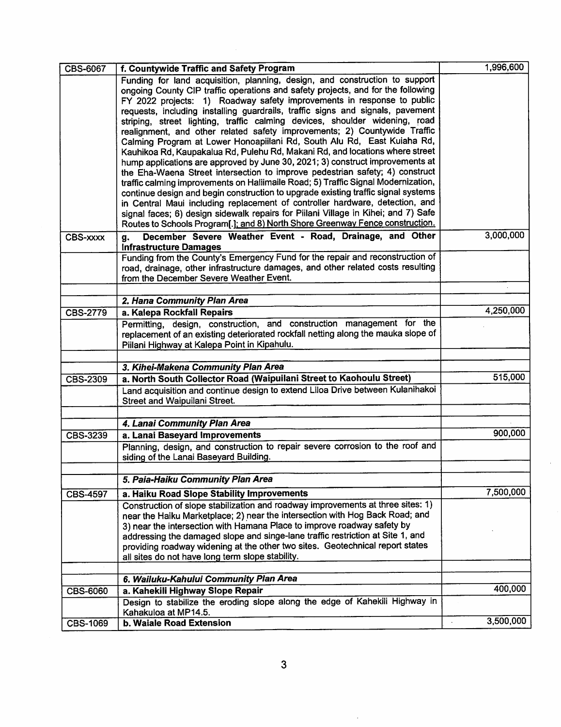| | | |
|---|---|---|
| CBS-6067 | **f. Countywide Traffic and Safety Program** | 1,996,600 |
| | Funding for land acquisition, planning, design, and construction to support ongoing County CIP traffic operations and safety projects, and for the following FY 2022 projects: 1) Roadway safety improvements in response to public requests, including installing guardrails, traffic signs and signals, pavement striping, street lighting, traffic calming devices, shoulder widening, road realignment, and other related safety improvements; 2) Countywide Traffic Calming Program at Lower Honoapiilani Rd, South Alu Rd, East Kuiaha Rd, Kauhikoa Rd, Kaupakalua Rd, Pulehu Rd, Makani Rd, and locations where street hump applications are approved by June 30, 2021; 3) construct improvements at the Eha-Waena Street intersection to improve pedestrian safety; 4) construct traffic calming improvements on Haliimaile Road; 5) Traffic Signal Modernization, continue design and begin construction to upgrade existing traffic signal systems in Central Maui including replacement of controller hardware, detection, and signal faces; 6) design sidewalk repairs for Piilani Village in Kihei; and 7) Safe Routes to Schools Program[.]; <u>and 8) North Shore Greenway Fence construction.</u> | |
| CBS-xxxx | **g. <u>December Severe Weather Event - Road, Drainage, and Other Infrastructure Damages</u>** | <u>3,000,000</u> |
| | <u>Funding from the County's Emergency Fund for the repair and reconstruction of road, drainage, other infrastructure damages, and other related costs resulting from the December Severe Weather Event.</u> | |
| | | |
| | ***2. Hana Community Plan Area*** | |
| CBS-2779 | **a. Kalepa Rockfall Repairs** | 4,250,000 |
| | Permitting, design, construction, and construction management for the replacement of an existing deteriorated rockfall netting along the mauka slope of Piilani Highway at Kalepa Point in Kipahulu. | |
| | | |
| | ***3. Kihei-Makena Community Plan Area*** | |
| CBS-2309 | **a. North South Collector Road (Waipuilani Street to Kaohoulu Street)** | 515,000 |
| | Land acquisition and continue design to extend Liloa Drive between Kulanihakoi Street and Waipuilani Street. | |
| | | |
| | ***4. Lanai Community Plan Area*** | |
| CBS-3239 | **a. Lanai Baseyard Improvements** | 900,000 |
| | Planning, design, and construction to repair severe corrosion to the roof and siding of the Lanai Baseyard Building. | |
| | | |
| | ***5. Paia-Haiku Community Plan Area*** | |
| CBS-4597 | **a. Haiku Road Slope Stability Improvements** | 7,500,000 |
| | Construction of slope stabilization and roadway improvements at three sites: 1) near the Haiku Marketplace; 2) near the intersection with Hog Back Road; and 3) near the intersection with Hamana Place to improve roadway safety by addressing the damaged slope and singe-lane traffic restriction at Site 1, and providing roadway widening at the other two sites. Geotechnical report states all sites do not have long term slope stability. | |
| | | |
| | ***6. Wailuku-Kahului Community Plan Area*** | |
| CBS-6060 | **a. Kahekili Highway Slope Repair** | 400,000 |
| | Design to stabilize the eroding slope along the edge of Kahekili Highway in Kahakuloa at MP14.5. | |
| CBS-1069 | **b. Waiale Road Extension** | 3,500,000 |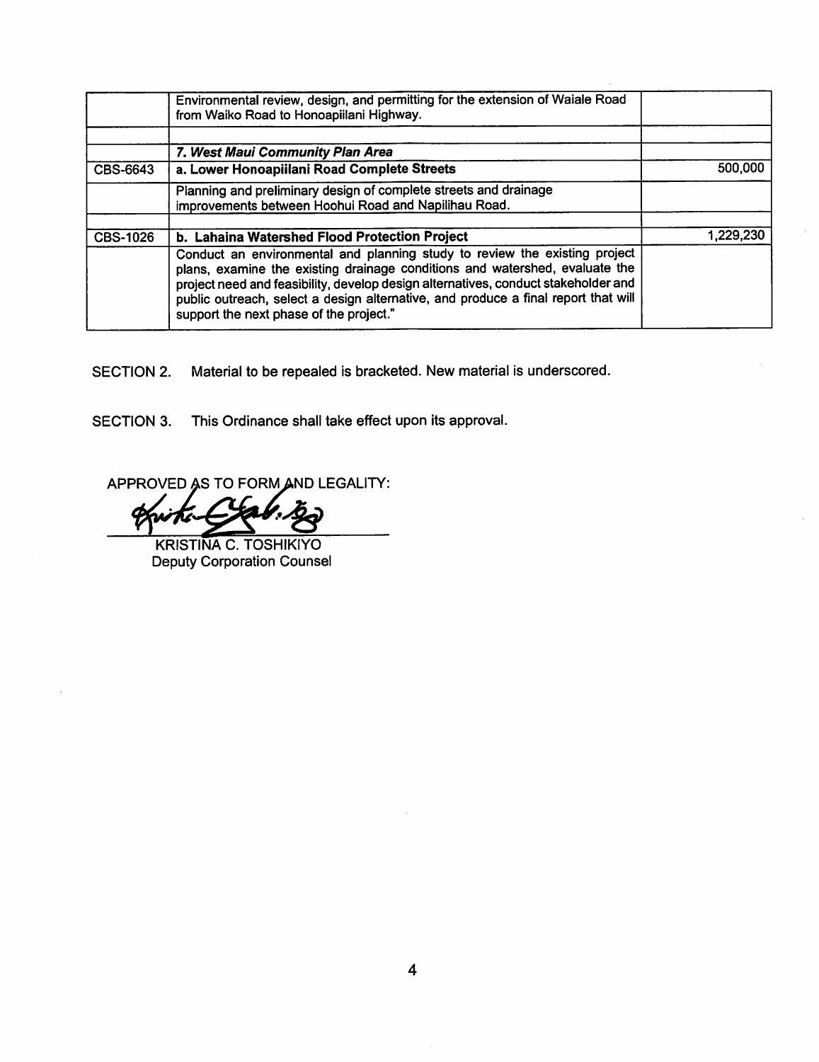| | | |
|---|---|---|
| | Environmental review, design, and permitting for the extension of Waiale Road from Waiko Road to Honoapiilani Highway. | |
| | | |
| | ***7. West Maui Community Plan Area*** | |
| CBS-6643 | **a. Lower Honoapiilani Road Complete Streets** | 500,000 |
| | Planning and preliminary design of complete streets and drainage improvements between Hoohui Road and Napilihau Road. | |
| | | |
| CBS-1026 | **b. Lahaina Watershed Flood Protection Project** | 1,229,230 |
| | Conduct an environmental and planning study to review the existing project plans, examine the existing drainage conditions and watershed, evaluate the project need and feasibility, develop design alternatives, conduct stakeholder and public outreach, select a design alternative, and produce a final report that will support the next phase of the project." | |

SECTION 2. Material to be repealed is bracketed. New material is underscored.

SECTION 3. This Ordinance shall take effect upon its approval.

APPROVED AS TO FORM AND LEGALITY:

KRISTINA C. TOSHIKIYO
Deputy Corporation Counsel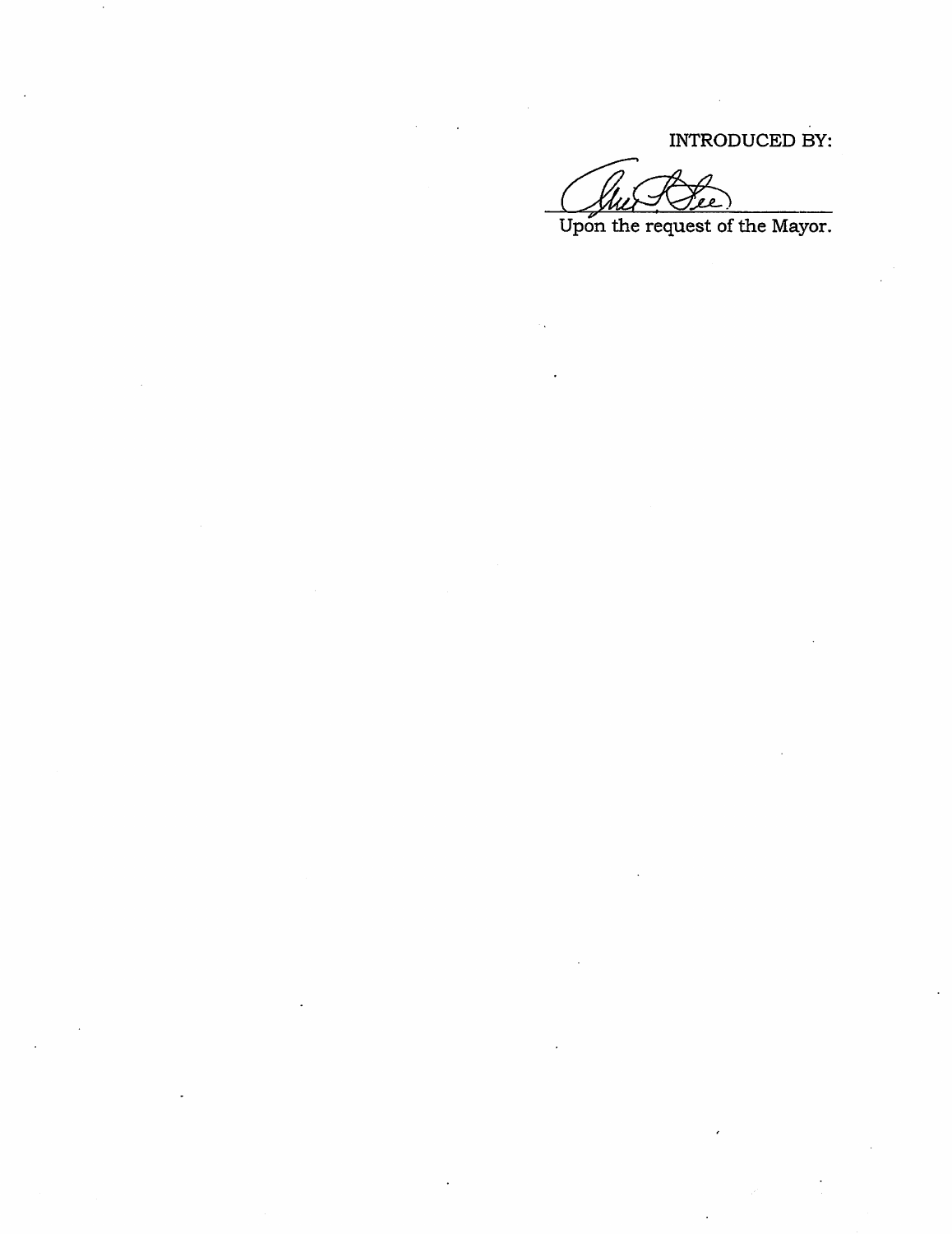INTRODUCED BY:

______________________________

Upon the request of the Mayor.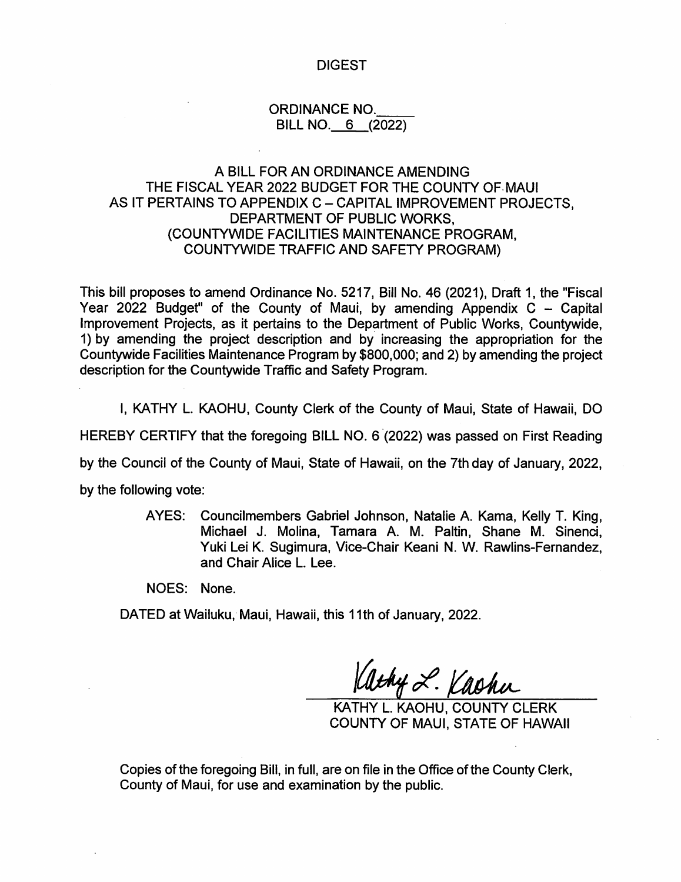# DIGEST

ORDINANCE NO.\_\_\_\_\_

BILL NO. 6 (2022)

## A BILL FOR AN ORDINANCE AMENDING THE FISCAL YEAR 2022 BUDGET FOR THE COUNTY OF MAUI AS IT PERTAINS TO APPENDIX C – CAPITAL IMPROVEMENT PROJECTS, DEPARTMENT OF PUBLIC WORKS, (COUNTYWIDE FACILITIES MAINTENANCE PROGRAM, COUNTYWIDE TRAFFIC AND SAFETY PROGRAM)

This bill proposes to amend Ordinance No. 5217, Bill No. 46 (2021), Draft 1, the "Fiscal Year 2022 Budget" of the County of Maui, by amending Appendix C – Capital Improvement Projects, as it pertains to the Department of Public Works, Countywide, 1) by amending the project description and by increasing the appropriation for the Countywide Facilities Maintenance Program by $800,000; and 2) by amending the project description for the Countywide Traffic and Safety Program.

I, KATHY L. KAOHU, County Clerk of the County of Maui, State of Hawaii, DO HEREBY CERTIFY that the foregoing BILL NO. 6 (2022) was passed on First Reading by the Council of the County of Maui, State of Hawaii, on the 7th day of January, 2022, by the following vote:

AYES: Councilmembers Gabriel Johnson, Natalie A. Kama, Kelly T. King, Michael J. Molina, Tamara A. M. Paltin, Shane M. Sinenci, Yuki Lei K. Sugimura, Vice-Chair Keani N. W. Rawlins-Fernandez, and Chair Alice L. Lee.

NOES: None.

DATED at Wailuku, Maui, Hawaii, this 11th of January, 2022.

Kathy L. Kaohu

KATHY L. KAOHU, COUNTY CLERK
COUNTY OF MAUI, STATE OF HAWAII

Copies of the foregoing Bill, in full, are on file in the Office of the County Clerk, County of Maui, for use and examination by the public.